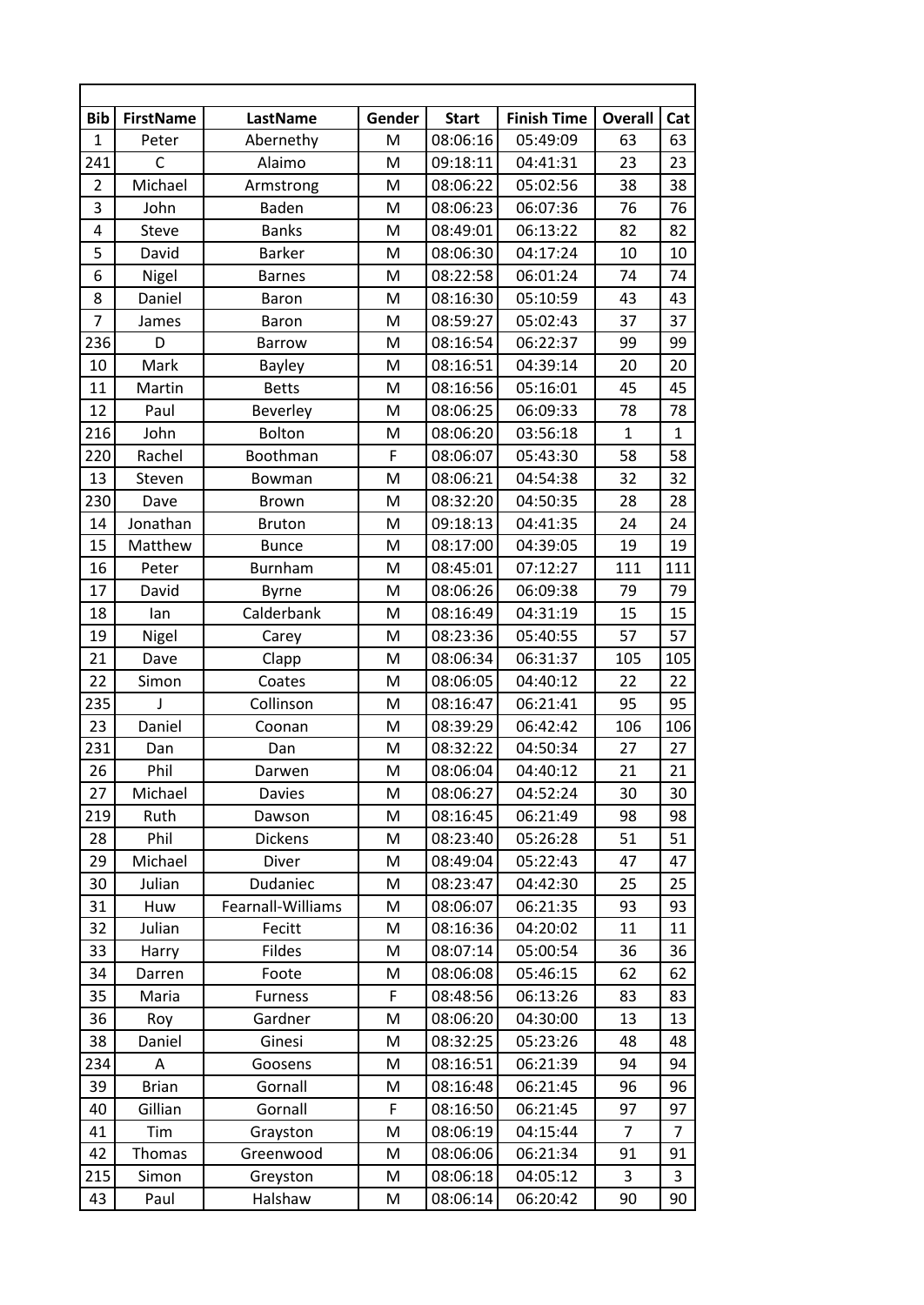| Bib | FirstName | LastName | Gender | Start | Finish Time | Overall | Cat |
|---|---|---|---|---|---|---|---|
| 1 | Peter | Abernethy | M | 08:06:16 | 05:49:09 | 63 | 63 |
| 241 | C | Alaimo | M | 09:18:11 | 04:41:31 | 23 | 23 |
| 2 | Michael | Armstrong | M | 08:06:22 | 05:02:56 | 38 | 38 |
| 3 | John | Baden | M | 08:06:23 | 06:07:36 | 76 | 76 |
| 4 | Steve | Banks | M | 08:49:01 | 06:13:22 | 82 | 82 |
| 5 | David | Barker | M | 08:06:30 | 04:17:24 | 10 | 10 |
| 6 | Nigel | Barnes | M | 08:22:58 | 06:01:24 | 74 | 74 |
| 8 | Daniel | Baron | M | 08:16:30 | 05:10:59 | 43 | 43 |
| 7 | James | Baron | M | 08:59:27 | 05:02:43 | 37 | 37 |
| 236 | D | Barrow | M | 08:16:54 | 06:22:37 | 99 | 99 |
| 10 | Mark | Bayley | M | 08:16:51 | 04:39:14 | 20 | 20 |
| 11 | Martin | Betts | M | 08:16:56 | 05:16:01 | 45 | 45 |
| 12 | Paul | Beverley | M | 08:06:25 | 06:09:33 | 78 | 78 |
| 216 | John | Bolton | M | 08:06:20 | 03:56:18 | 1 | 1 |
| 220 | Rachel | Boothman | F | 08:06:07 | 05:43:30 | 58 | 58 |
| 13 | Steven | Bowman | M | 08:06:21 | 04:54:38 | 32 | 32 |
| 230 | Dave | Brown | M | 08:32:20 | 04:50:35 | 28 | 28 |
| 14 | Jonathan | Bruton | M | 09:18:13 | 04:41:35 | 24 | 24 |
| 15 | Matthew | Bunce | M | 08:17:00 | 04:39:05 | 19 | 19 |
| 16 | Peter | Burnham | M | 08:45:01 | 07:12:27 | 111 | 111 |
| 17 | David | Byrne | M | 08:06:26 | 06:09:38 | 79 | 79 |
| 18 | Ian | Calderbank | M | 08:16:49 | 04:31:19 | 15 | 15 |
| 19 | Nigel | Carey | M | 08:23:36 | 05:40:55 | 57 | 57 |
| 21 | Dave | Clapp | M | 08:06:34 | 06:31:37 | 105 | 105 |
| 22 | Simon | Coates | M | 08:06:05 | 04:40:12 | 22 | 22 |
| 235 | J | Collinson | M | 08:16:47 | 06:21:41 | 95 | 95 |
| 23 | Daniel | Coonan | M | 08:39:29 | 06:42:42 | 106 | 106 |
| 231 | Dan | Dan | M | 08:32:22 | 04:50:34 | 27 | 27 |
| 26 | Phil | Darwen | M | 08:06:04 | 04:40:12 | 21 | 21 |
| 27 | Michael | Davies | M | 08:06:27 | 04:52:24 | 30 | 30 |
| 219 | Ruth | Dawson | M | 08:16:45 | 06:21:49 | 98 | 98 |
| 28 | Phil | Dickens | M | 08:23:40 | 05:26:28 | 51 | 51 |
| 29 | Michael | Diver | M | 08:49:04 | 05:22:43 | 47 | 47 |
| 30 | Julian | Dudaniec | M | 08:23:47 | 04:42:30 | 25 | 25 |
| 31 | Huw | Fearnall-Williams | M | 08:06:07 | 06:21:35 | 93 | 93 |
| 32 | Julian | Fecitt | M | 08:16:36 | 04:20:02 | 11 | 11 |
| 33 | Harry | Fildes | M | 08:07:14 | 05:00:54 | 36 | 36 |
| 34 | Darren | Foote | M | 08:06:08 | 05:46:15 | 62 | 62 |
| 35 | Maria | Furness | F | 08:48:56 | 06:13:26 | 83 | 83 |
| 36 | Roy | Gardner | M | 08:06:20 | 04:30:00 | 13 | 13 |
| 38 | Daniel | Ginesi | M | 08:32:25 | 05:23:26 | 48 | 48 |
| 234 | A | Goosens | M | 08:16:51 | 06:21:39 | 94 | 94 |
| 39 | Brian | Gornall | M | 08:16:48 | 06:21:45 | 96 | 96 |
| 40 | Gillian | Gornall | F | 08:16:50 | 06:21:45 | 97 | 97 |
| 41 | Tim | Grayston | M | 08:06:19 | 04:15:44 | 7 | 7 |
| 42 | Thomas | Greenwood | M | 08:06:06 | 06:21:34 | 91 | 91 |
| 215 | Simon | Greyston | M | 08:06:18 | 04:05:12 | 3 | 3 |
| 43 | Paul | Halshaw | M | 08:06:14 | 06:20:42 | 90 | 90 |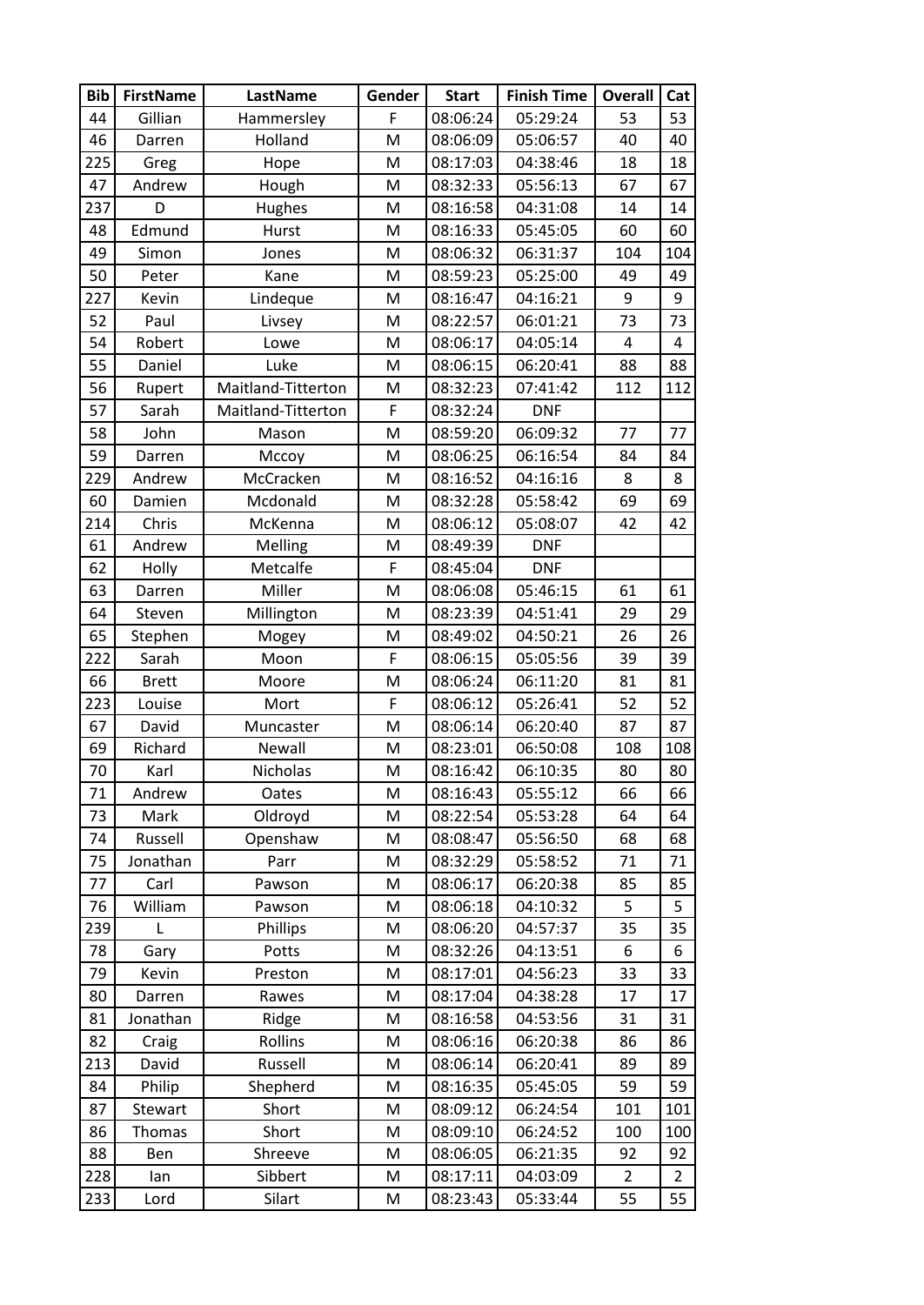| Bib | FirstName | LastName | Gender | Start | Finish Time | Overall | Cat |
|---|---|---|---|---|---|---|---|
| 44 | Gillian | Hammersley | F | 08:06:24 | 05:29:24 | 53 | 53 |
| 46 | Darren | Holland | M | 08:06:09 | 05:06:57 | 40 | 40 |
| 225 | Greg | Hope | M | 08:17:03 | 04:38:46 | 18 | 18 |
| 47 | Andrew | Hough | M | 08:32:33 | 05:56:13 | 67 | 67 |
| 237 | D | Hughes | M | 08:16:58 | 04:31:08 | 14 | 14 |
| 48 | Edmund | Hurst | M | 08:16:33 | 05:45:05 | 60 | 60 |
| 49 | Simon | Jones | M | 08:06:32 | 06:31:37 | 104 | 104 |
| 50 | Peter | Kane | M | 08:59:23 | 05:25:00 | 49 | 49 |
| 227 | Kevin | Lindeque | M | 08:16:47 | 04:16:21 | 9 | 9 |
| 52 | Paul | Livsey | M | 08:22:57 | 06:01:21 | 73 | 73 |
| 54 | Robert | Lowe | M | 08:06:17 | 04:05:14 | 4 | 4 |
| 55 | Daniel | Luke | M | 08:06:15 | 06:20:41 | 88 | 88 |
| 56 | Rupert | Maitland-Titterton | M | 08:32:23 | 07:41:42 | 112 | 112 |
| 57 | Sarah | Maitland-Titterton | F | 08:32:24 | DNF | | |
| 58 | John | Mason | M | 08:59:20 | 06:09:32 | 77 | 77 |
| 59 | Darren | Mccoy | M | 08:06:25 | 06:16:54 | 84 | 84 |
| 229 | Andrew | McCracken | M | 08:16:52 | 04:16:16 | 8 | 8 |
| 60 | Damien | Mcdonald | M | 08:32:28 | 05:58:42 | 69 | 69 |
| 214 | Chris | McKenna | M | 08:06:12 | 05:08:07 | 42 | 42 |
| 61 | Andrew | Melling | M | 08:49:39 | DNF | | |
| 62 | Holly | Metcalfe | F | 08:45:04 | DNF | | |
| 63 | Darren | Miller | M | 08:06:08 | 05:46:15 | 61 | 61 |
| 64 | Steven | Millington | M | 08:23:39 | 04:51:41 | 29 | 29 |
| 65 | Stephen | Mogey | M | 08:49:02 | 04:50:21 | 26 | 26 |
| 222 | Sarah | Moon | F | 08:06:15 | 05:05:56 | 39 | 39 |
| 66 | Brett | Moore | M | 08:06:24 | 06:11:20 | 81 | 81 |
| 223 | Louise | Mort | F | 08:06:12 | 05:26:41 | 52 | 52 |
| 67 | David | Muncaster | M | 08:06:14 | 06:20:40 | 87 | 87 |
| 69 | Richard | Newall | M | 08:23:01 | 06:50:08 | 108 | 108 |
| 70 | Karl | Nicholas | M | 08:16:42 | 06:10:35 | 80 | 80 |
| 71 | Andrew | Oates | M | 08:16:43 | 05:55:12 | 66 | 66 |
| 73 | Mark | Oldroyd | M | 08:22:54 | 05:53:28 | 64 | 64 |
| 74 | Russell | Openshaw | M | 08:08:47 | 05:56:50 | 68 | 68 |
| 75 | Jonathan | Parr | M | 08:32:29 | 05:58:52 | 71 | 71 |
| 77 | Carl | Pawson | M | 08:06:17 | 06:20:38 | 85 | 85 |
| 76 | William | Pawson | M | 08:06:18 | 04:10:32 | 5 | 5 |
| 239 | L | Phillips | M | 08:06:20 | 04:57:37 | 35 | 35 |
| 78 | Gary | Potts | M | 08:32:26 | 04:13:51 | 6 | 6 |
| 79 | Kevin | Preston | M | 08:17:01 | 04:56:23 | 33 | 33 |
| 80 | Darren | Rawes | M | 08:17:04 | 04:38:28 | 17 | 17 |
| 81 | Jonathan | Ridge | M | 08:16:58 | 04:53:56 | 31 | 31 |
| 82 | Craig | Rollins | M | 08:06:16 | 06:20:38 | 86 | 86 |
| 213 | David | Russell | M | 08:06:14 | 06:20:41 | 89 | 89 |
| 84 | Philip | Shepherd | M | 08:16:35 | 05:45:05 | 59 | 59 |
| 87 | Stewart | Short | M | 08:09:12 | 06:24:54 | 101 | 101 |
| 86 | Thomas | Short | M | 08:09:10 | 06:24:52 | 100 | 100 |
| 88 | Ben | Shreeve | M | 08:06:05 | 06:21:35 | 92 | 92 |
| 228 | Ian | Sibbert | M | 08:17:11 | 04:03:09 | 2 | 2 |
| 233 | Lord | Silart | M | 08:23:43 | 05:33:44 | 55 | 55 |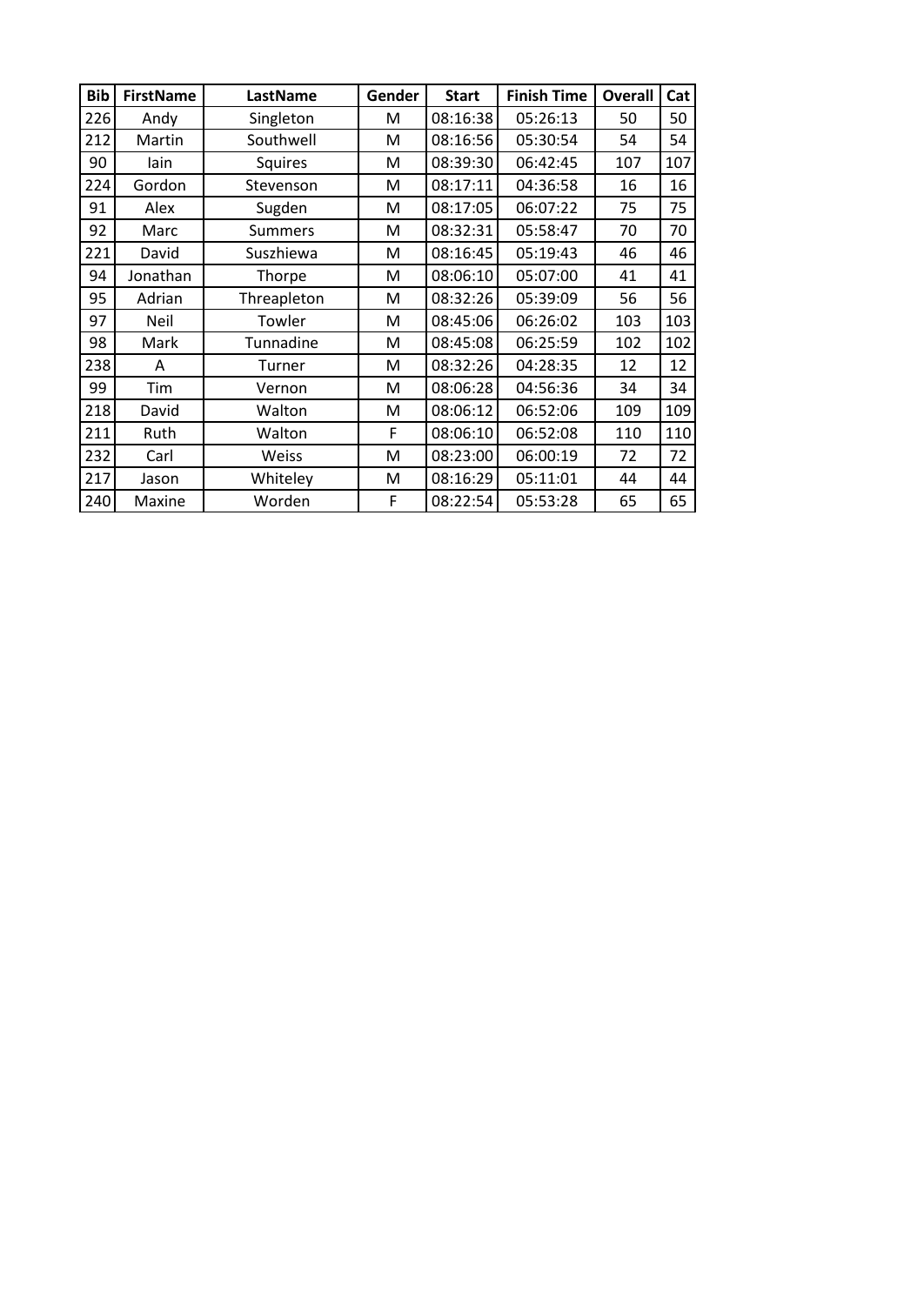| Bib | FirstName | LastName | Gender | Start | Finish Time | Overall | Cat |
|---|---|---|---|---|---|---|---|
| 226 | Andy | Singleton | M | 08:16:38 | 05:26:13 | 50 | 50 |
| 212 | Martin | Southwell | M | 08:16:56 | 05:30:54 | 54 | 54 |
| 90 | Iain | Squires | M | 08:39:30 | 06:42:45 | 107 | 107 |
| 224 | Gordon | Stevenson | M | 08:17:11 | 04:36:58 | 16 | 16 |
| 91 | Alex | Sugden | M | 08:17:05 | 06:07:22 | 75 | 75 |
| 92 | Marc | Summers | M | 08:32:31 | 05:58:47 | 70 | 70 |
| 221 | David | Suszhiewa | M | 08:16:45 | 05:19:43 | 46 | 46 |
| 94 | Jonathan | Thorpe | M | 08:06:10 | 05:07:00 | 41 | 41 |
| 95 | Adrian | Threapleton | M | 08:32:26 | 05:39:09 | 56 | 56 |
| 97 | Neil | Towler | M | 08:45:06 | 06:26:02 | 103 | 103 |
| 98 | Mark | Tunnadine | M | 08:45:08 | 06:25:59 | 102 | 102 |
| 238 | A | Turner | M | 08:32:26 | 04:28:35 | 12 | 12 |
| 99 | Tim | Vernon | M | 08:06:28 | 04:56:36 | 34 | 34 |
| 218 | David | Walton | M | 08:06:12 | 06:52:06 | 109 | 109 |
| 211 | Ruth | Walton | F | 08:06:10 | 06:52:08 | 110 | 110 |
| 232 | Carl | Weiss | M | 08:23:00 | 06:00:19 | 72 | 72 |
| 217 | Jason | Whiteley | M | 08:16:29 | 05:11:01 | 44 | 44 |
| 240 | Maxine | Worden | F | 08:22:54 | 05:53:28 | 65 | 65 |